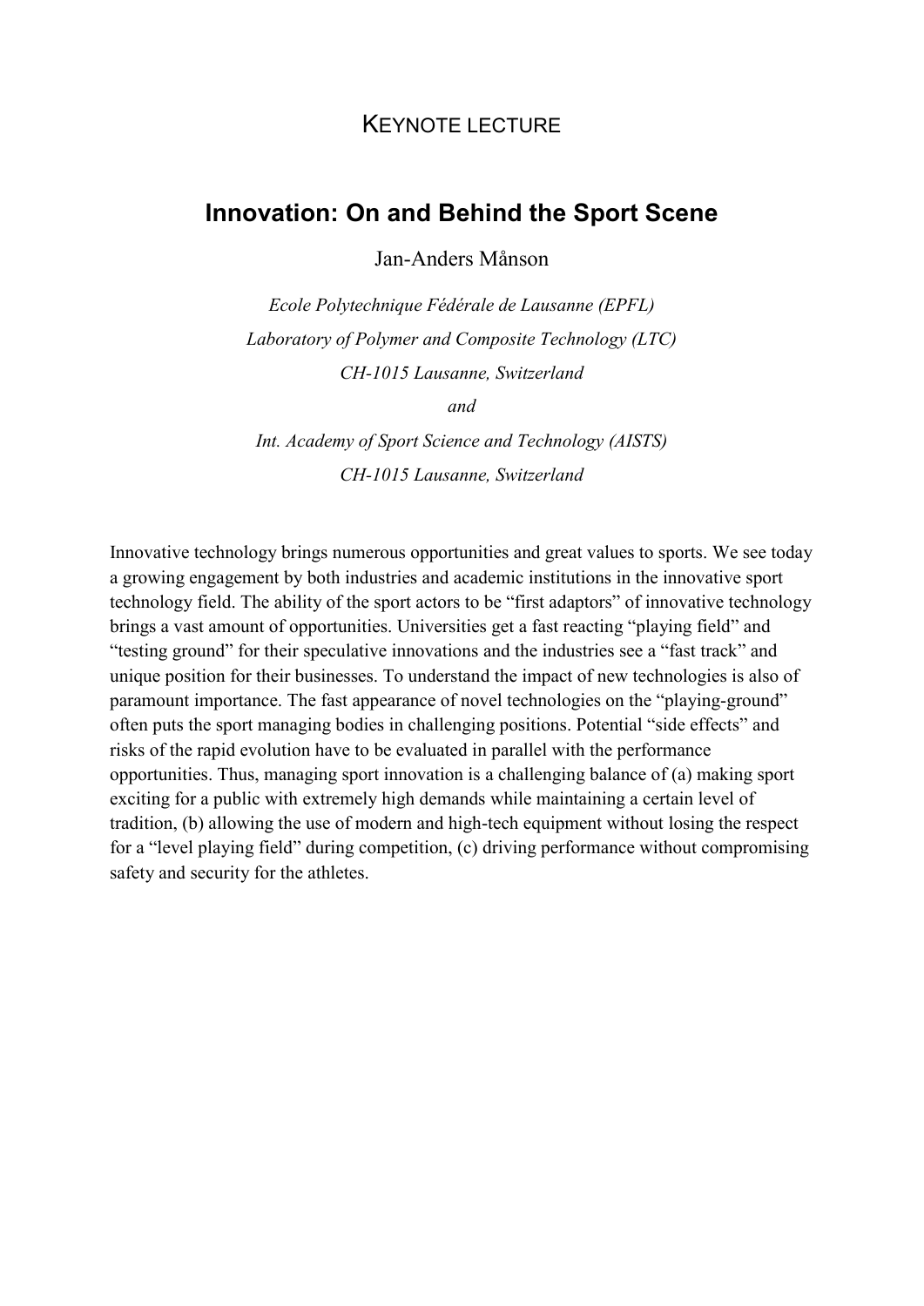KEYNOTE LECTURE

# Innovation: On and Behind the Sport Scene

Jan-Anders Månson

*Ecole Polytechnique Fédérale de Lausanne (EPFL)*

*Laboratory of Polymer and Composite Technology (LTC)*

*CH-1015 Lausanne, Switzerland*

*and*

*Int. Academy of Sport Science and Technology (AISTS)*

*CH-1015 Lausanne, Switzerland*

Innovative technology brings numerous opportunities and great values to sports. We see today a growing engagement by both industries and academic institutions in the innovative sport technology field. The ability of the sport actors to be "first adaptors" of innovative technology brings a vast amount of opportunities. Universities get a fast reacting "playing field" and "testing ground" for their speculative innovations and the industries see a "fast track" and unique position for their businesses. To understand the impact of new technologies is also of paramount importance. The fast appearance of novel technologies on the "playing-ground" often puts the sport managing bodies in challenging positions. Potential "side effects" and risks of the rapid evolution have to be evaluated in parallel with the performance opportunities. Thus, managing sport innovation is a challenging balance of (a) making sport exciting for a public with extremely high demands while maintaining a certain level of tradition, (b) allowing the use of modern and high-tech equipment without losing the respect for a "level playing field" during competition, (c) driving performance without compromising safety and security for the athletes.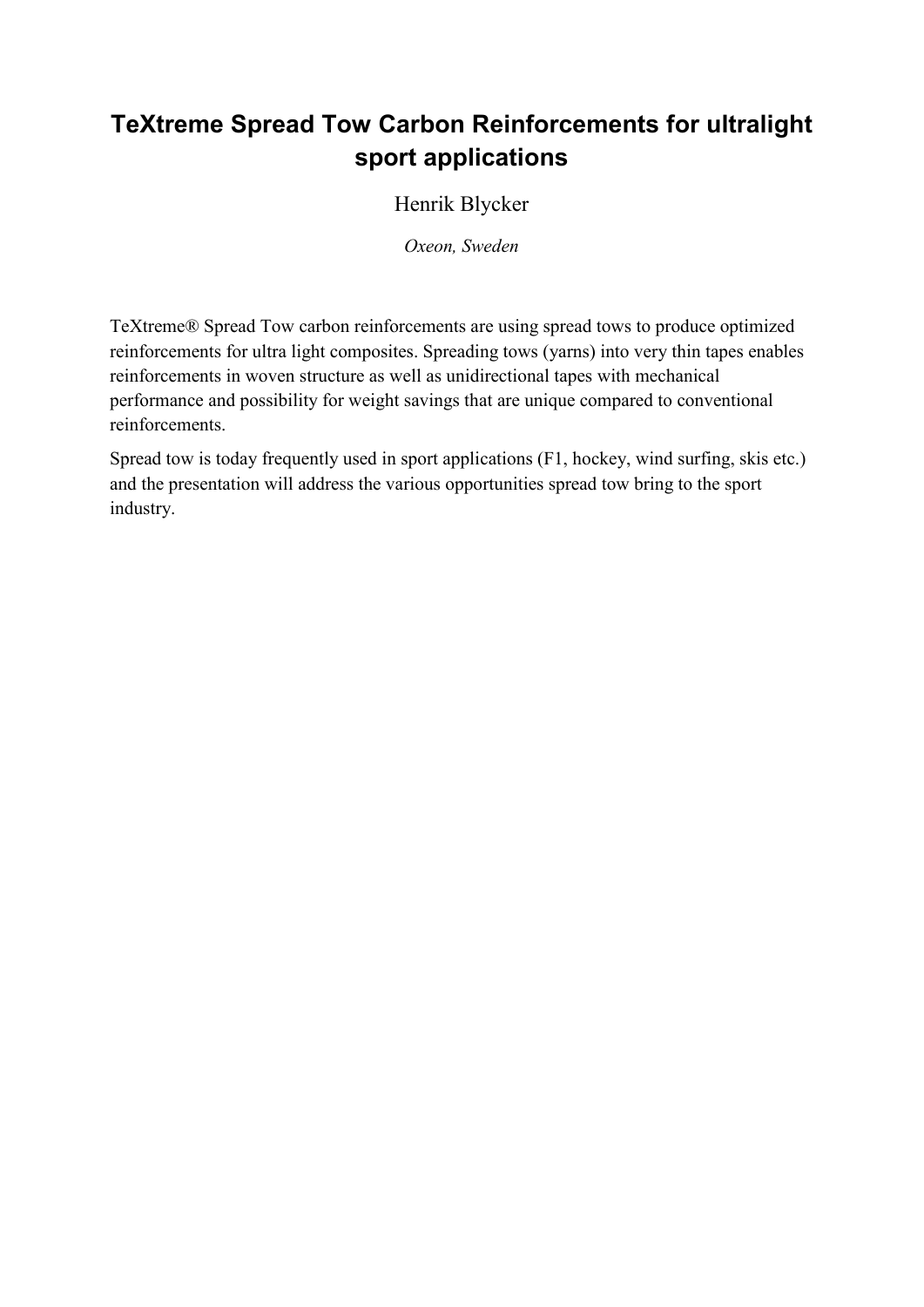# TeXtreme Spread Tow Carbon Reinforcements for ultralight sport applications

Henrik Blycker

*Oxeon, Sweden*

TeXtreme® Spread Tow carbon reinforcements are using spread tows to produce optimized reinforcements for ultra light composites. Spreading tows (yarns) into very thin tapes enables reinforcements in woven structure as well as unidirectional tapes with mechanical performance and possibility for weight savings that are unique compared to conventional reinforcements.

Spread tow is today frequently used in sport applications (F1, hockey, wind surfing, skis etc.) and the presentation will address the various opportunities spread tow bring to the sport industry.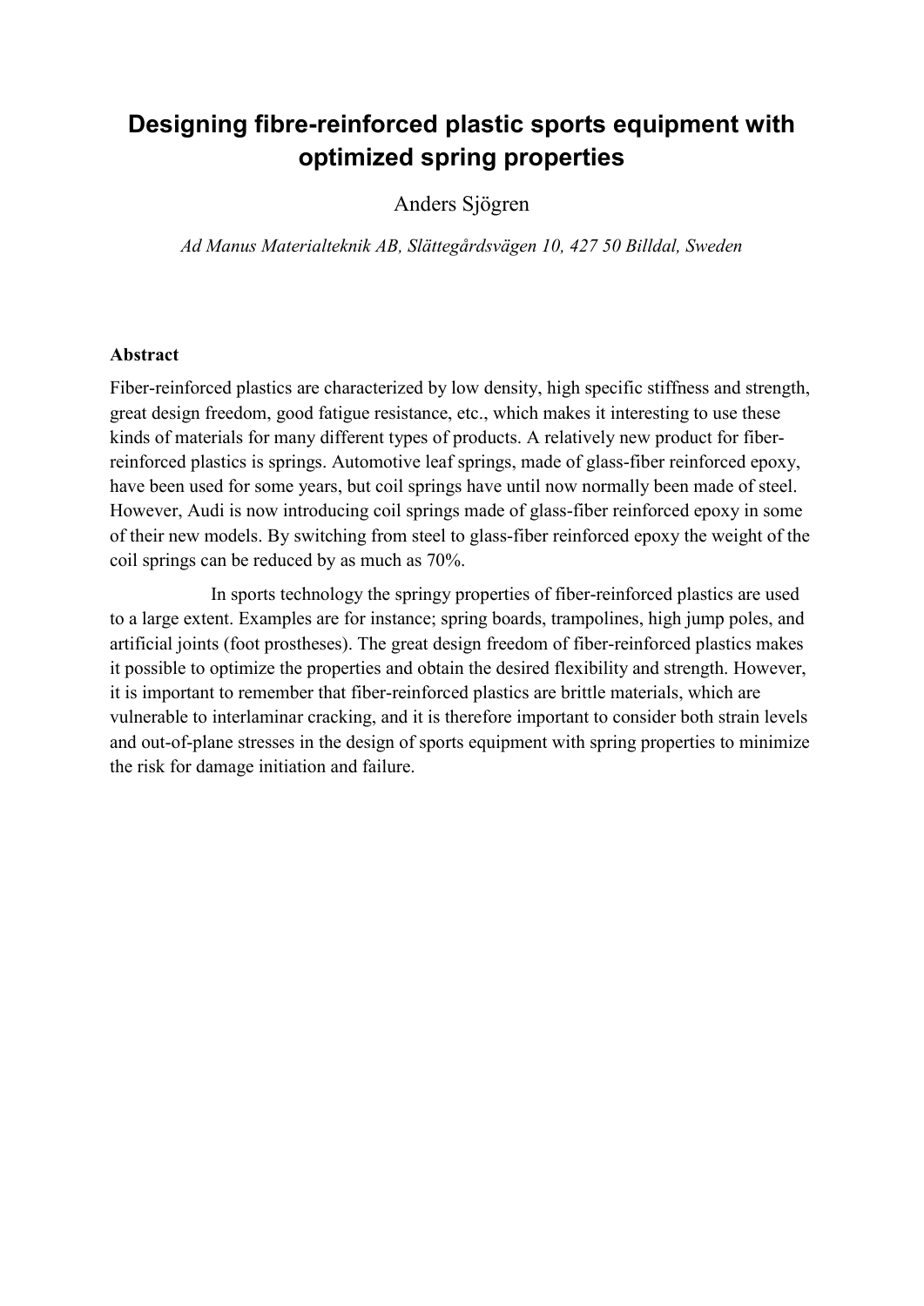# Designing fibre-reinforced plastic sports equipment with optimized spring properties

Anders Sjögren

*Ad Manus Materialteknik AB, Slättegårdsvägen 10, 427 50 Billdal, Sweden*

**Abstract**

Fiber-reinforced plastics are characterized by low density, high specific stiffness and strength, great design freedom, good fatigue resistance, etc., which makes it interesting to use these kinds of materials for many different types of products. A relatively new product for fiber-reinforced plastics is springs. Automotive leaf springs, made of glass-fiber reinforced epoxy, have been used for some years, but coil springs have until now normally been made of steel. However, Audi is now introducing coil springs made of glass-fiber reinforced epoxy in some of their new models. By switching from steel to glass-fiber reinforced epoxy the weight of the coil springs can be reduced by as much as 70%.

In sports technology the springy properties of fiber-reinforced plastics are used to a large extent. Examples are for instance; spring boards, trampolines, high jump poles, and artificial joints (foot prostheses). The great design freedom of fiber-reinforced plastics makes it possible to optimize the properties and obtain the desired flexibility and strength. However, it is important to remember that fiber-reinforced plastics are brittle materials, which are vulnerable to interlaminar cracking, and it is therefore important to consider both strain levels and out-of-plane stresses in the design of sports equipment with spring properties to minimize the risk for damage initiation and failure.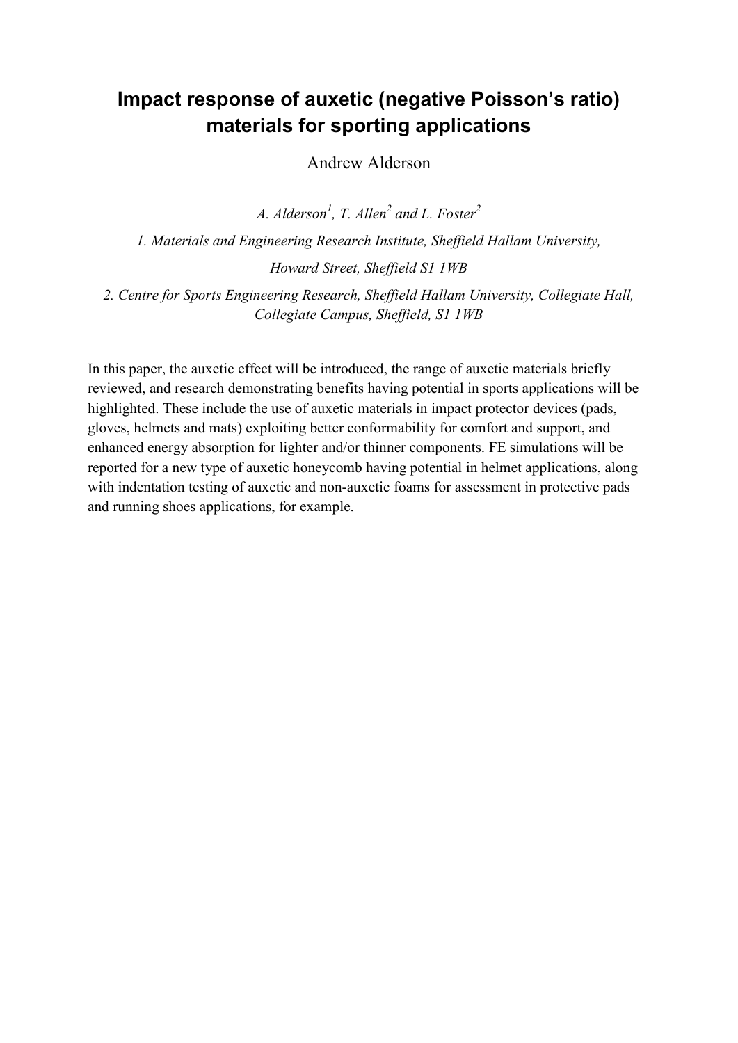# Impact response of auxetic (negative Poisson's ratio) materials for sporting applications

Andrew Alderson

*A. Alderson[1], T. Allen[2] and L. Foster[2]*

*1. Materials and Engineering Research Institute, Sheffield Hallam University, Howard Street, Sheffield S1 1WB*

*2. Centre for Sports Engineering Research, Sheffield Hallam University, Collegiate Hall, Collegiate Campus, Sheffield, S1 1WB*

In this paper, the auxetic effect will be introduced, the range of auxetic materials briefly reviewed, and research demonstrating benefits having potential in sports applications will be highlighted. These include the use of auxetic materials in impact protector devices (pads, gloves, helmets and mats) exploiting better conformability for comfort and support, and enhanced energy absorption for lighter and/or thinner components. FE simulations will be reported for a new type of auxetic honeycomb having potential in helmet applications, along with indentation testing of auxetic and non-auxetic foams for assessment in protective pads and running shoes applications, for example.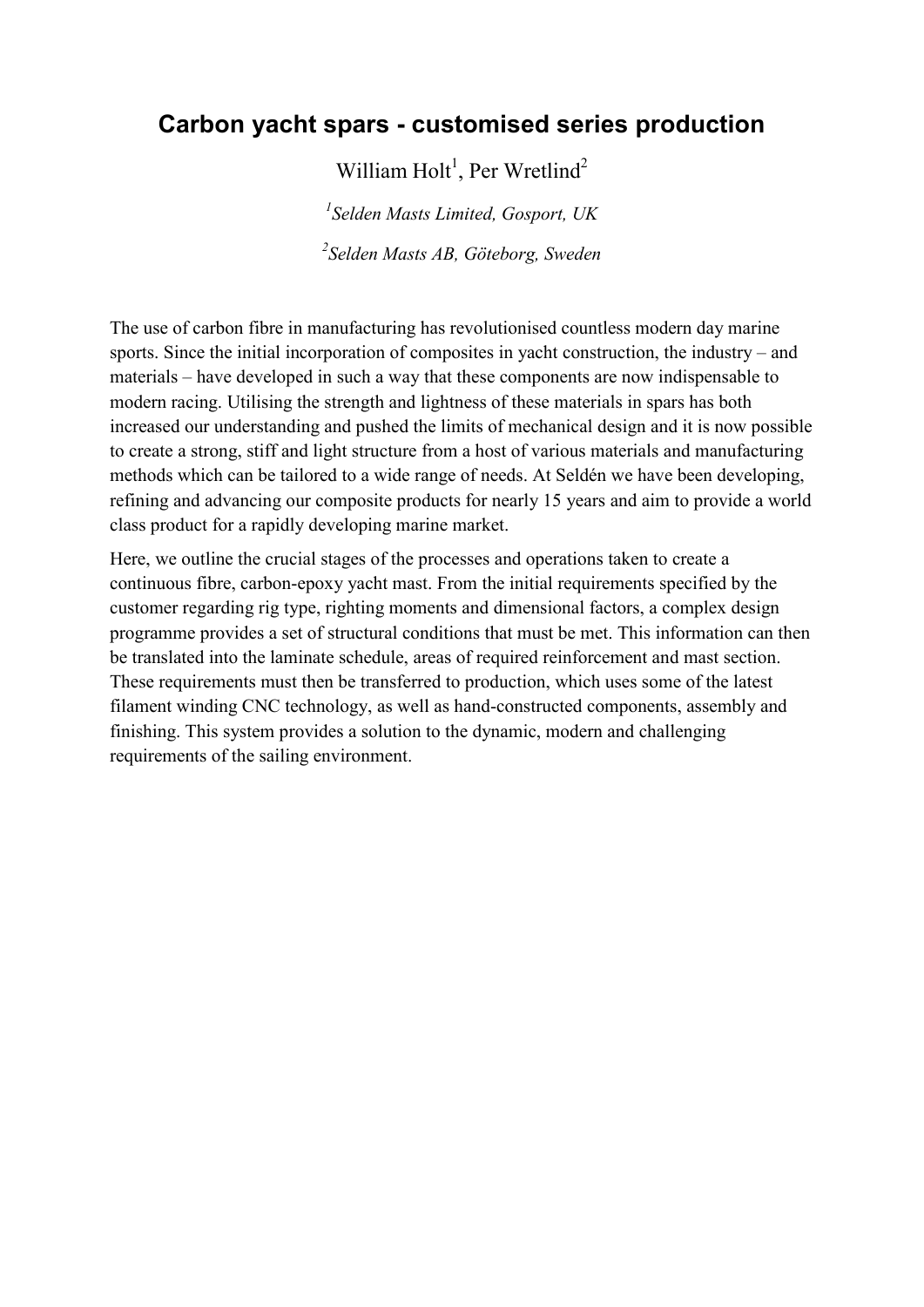# Carbon yacht spars - customised series production

William Holt[1], Per Wretlind[2]

*[1]Selden Masts Limited, Gosport, UK*

*[2]Selden Masts AB, Göteborg, Sweden*

The use of carbon fibre in manufacturing has revolutionised countless modern day marine sports. Since the initial incorporation of composites in yacht construction, the industry – and materials – have developed in such a way that these components are now indispensable to modern racing. Utilising the strength and lightness of these materials in spars has both increased our understanding and pushed the limits of mechanical design and it is now possible to create a strong, stiff and light structure from a host of various materials and manufacturing methods which can be tailored to a wide range of needs. At Seldén we have been developing, refining and advancing our composite products for nearly 15 years and aim to provide a world class product for a rapidly developing marine market.

Here, we outline the crucial stages of the processes and operations taken to create a continuous fibre, carbon-epoxy yacht mast. From the initial requirements specified by the customer regarding rig type, righting moments and dimensional factors, a complex design programme provides a set of structural conditions that must be met. This information can then be translated into the laminate schedule, areas of required reinforcement and mast section. These requirements must then be transferred to production, which uses some of the latest filament winding CNC technology, as well as hand-constructed components, assembly and finishing. This system provides a solution to the dynamic, modern and challenging requirements of the sailing environment.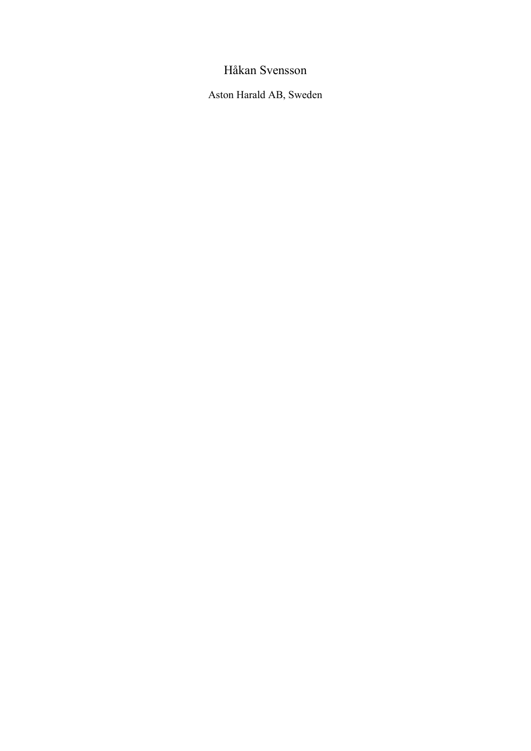Håkan Svensson

Aston Harald AB, Sweden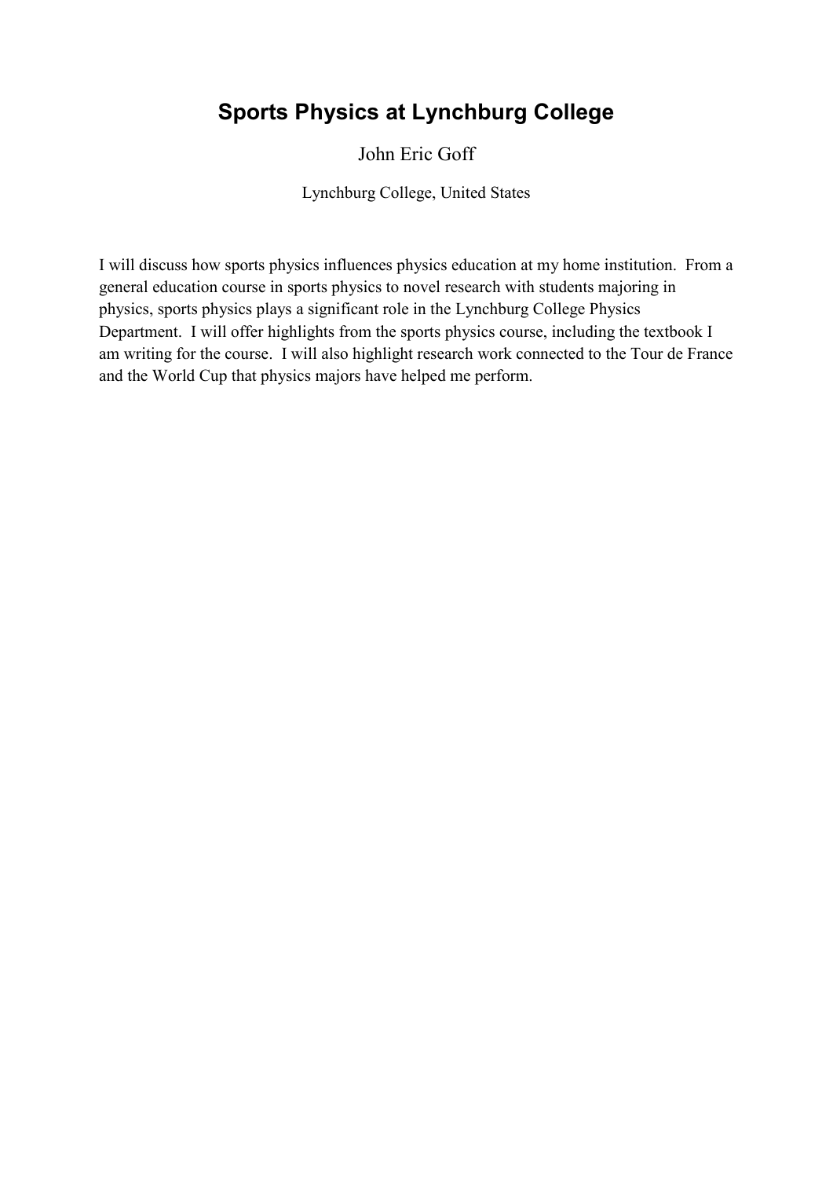# Sports Physics at Lynchburg College

John Eric Goff

Lynchburg College, United States

I will discuss how sports physics influences physics education at my home institution. From a general education course in sports physics to novel research with students majoring in physics, sports physics plays a significant role in the Lynchburg College Physics Department. I will offer highlights from the sports physics course, including the textbook I am writing for the course. I will also highlight research work connected to the Tour de France and the World Cup that physics majors have helped me perform.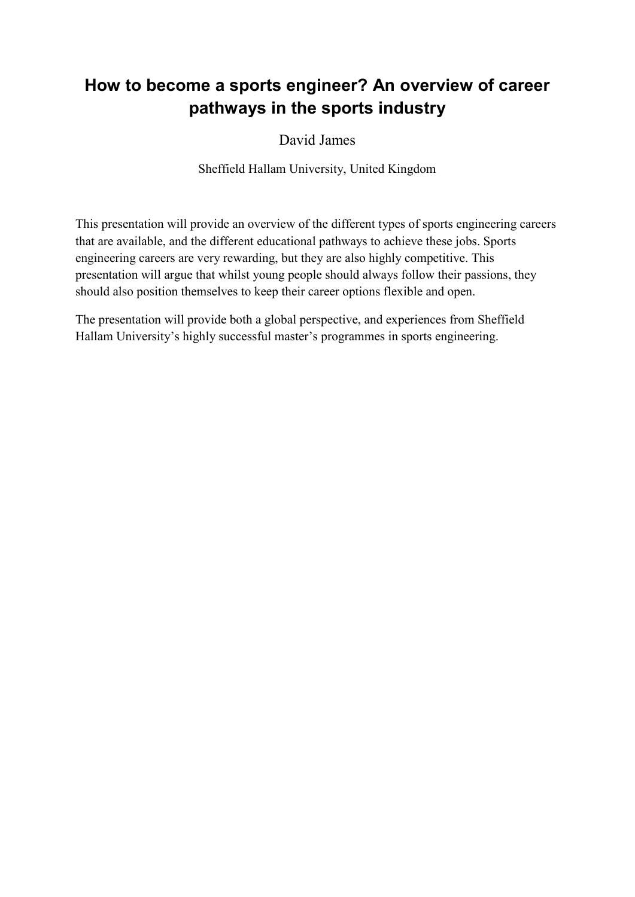# How to become a sports engineer? An overview of career pathways in the sports industry

David James

Sheffield Hallam University, United Kingdom

This presentation will provide an overview of the different types of sports engineering careers that are available, and the different educational pathways to achieve these jobs. Sports engineering careers are very rewarding, but they are also highly competitive. This presentation will argue that whilst young people should always follow their passions, they should also position themselves to keep their career options flexible and open.

The presentation will provide both a global perspective, and experiences from Sheffield Hallam University's highly successful master's programmes in sports engineering.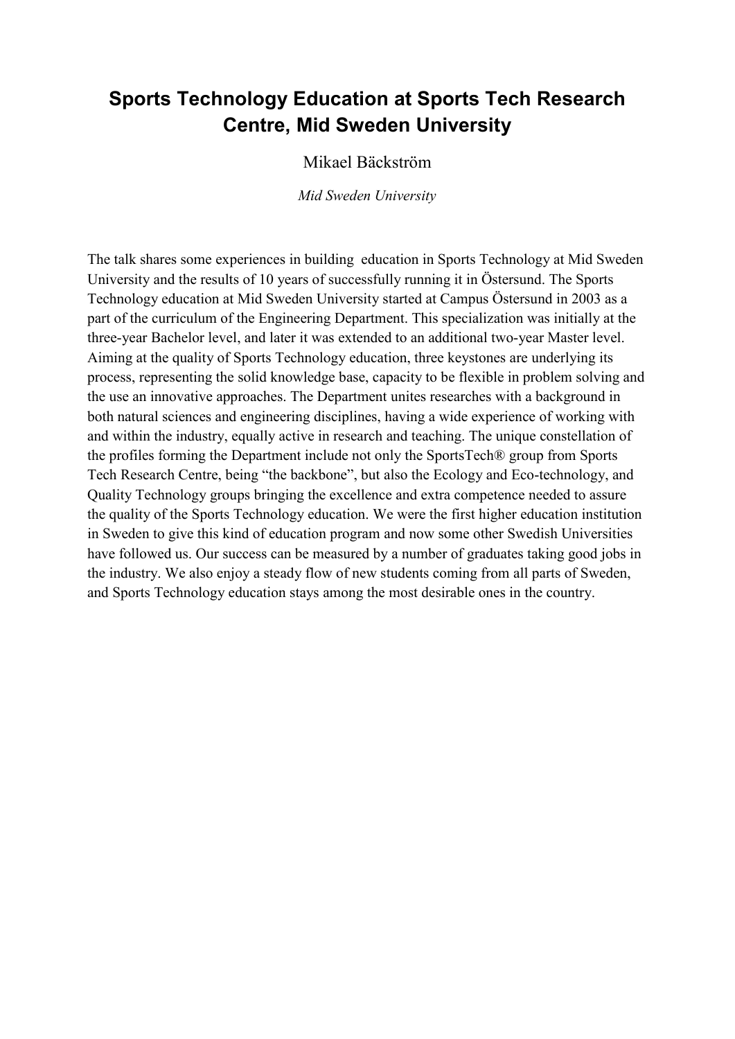# Sports Technology Education at Sports Tech Research Centre, Mid Sweden University

Mikael Bäckström

*Mid Sweden University*

The talk shares some experiences in building education in Sports Technology at Mid Sweden University and the results of 10 years of successfully running it in Östersund. The Sports Technology education at Mid Sweden University started at Campus Östersund in 2003 as a part of the curriculum of the Engineering Department. This specialization was initially at the three-year Bachelor level, and later it was extended to an additional two-year Master level. Aiming at the quality of Sports Technology education, three keystones are underlying its process, representing the solid knowledge base, capacity to be flexible in problem solving and the use an innovative approaches. The Department unites researches with a background in both natural sciences and engineering disciplines, having a wide experience of working with and within the industry, equally active in research and teaching. The unique constellation of the profiles forming the Department include not only the SportsTech® group from Sports Tech Research Centre, being "the backbone", but also the Ecology and Eco-technology, and Quality Technology groups bringing the excellence and extra competence needed to assure the quality of the Sports Technology education. We were the first higher education institution in Sweden to give this kind of education program and now some other Swedish Universities have followed us. Our success can be measured by a number of graduates taking good jobs in the industry. We also enjoy a steady flow of new students coming from all parts of Sweden, and Sports Technology education stays among the most desirable ones in the country.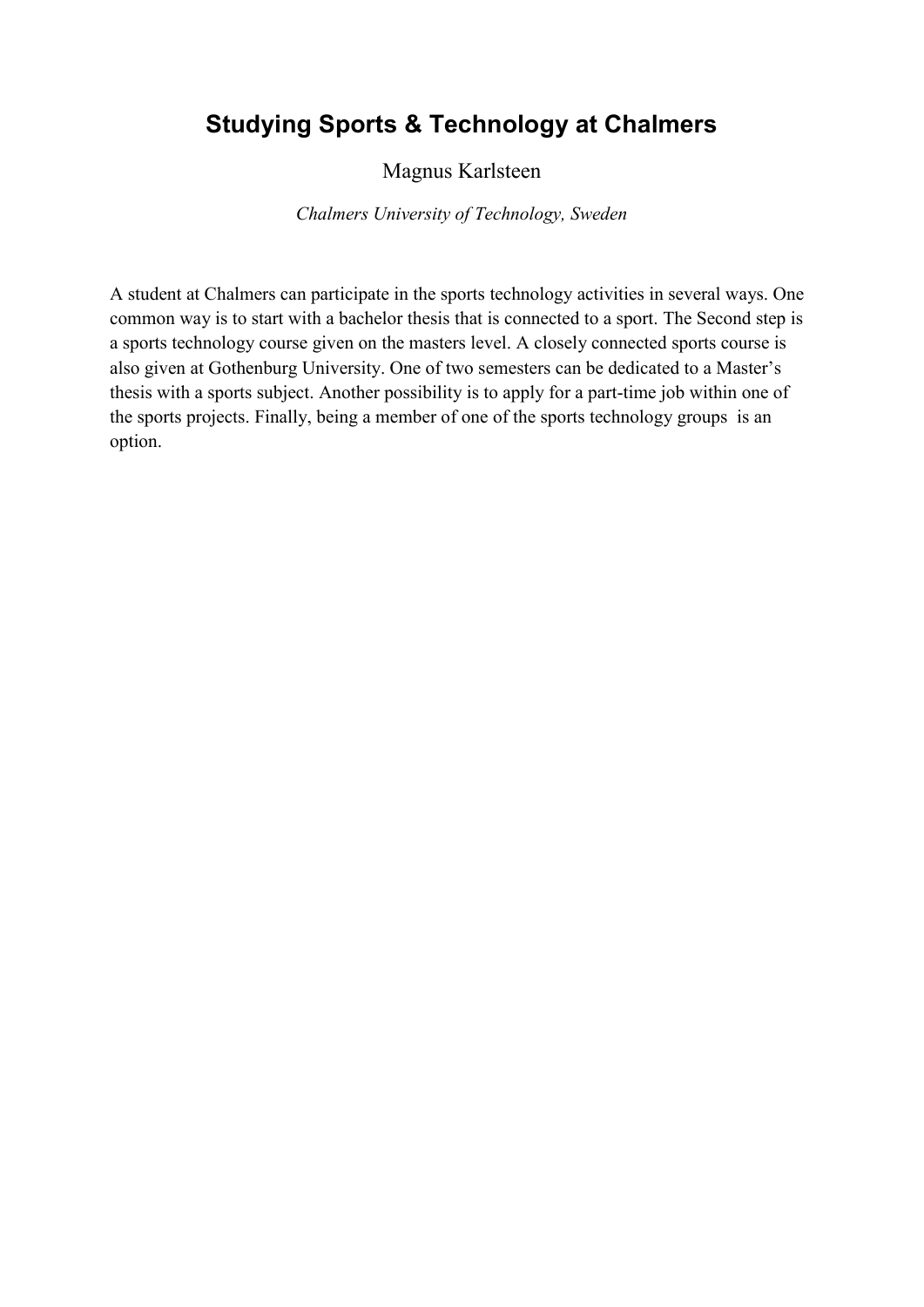# Studying Sports & Technology at Chalmers

Magnus Karlsteen

*Chalmers University of Technology, Sweden*

A student at Chalmers can participate in the sports technology activities in several ways. One common way is to start with a bachelor thesis that is connected to a sport. The Second step is a sports technology course given on the masters level. A closely connected sports course is also given at Gothenburg University. One of two semesters can be dedicated to a Master's thesis with a sports subject. Another possibility is to apply for a part-time job within one of the sports projects. Finally, being a member of one of the sports technology groups is an option.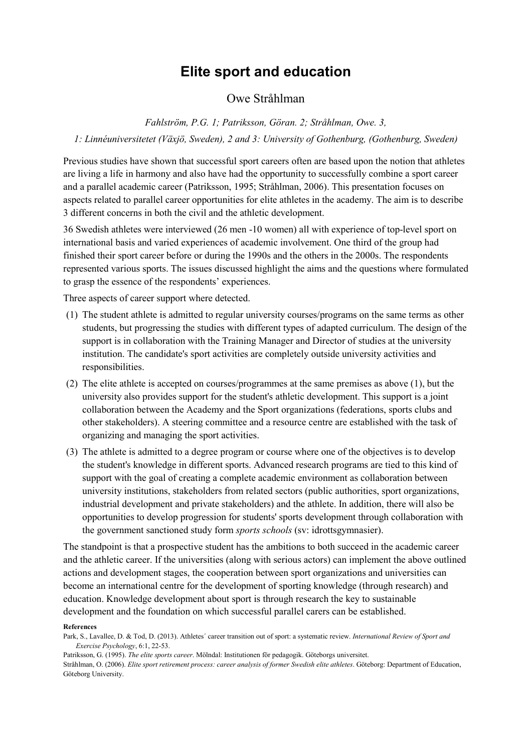# Elite sport and education

Owe Stråhlman

*Fahlström, P.G. 1; Patriksson, Göran. 2; Stråhlman, Owe. 3,*

*1: Linnéuniversitetet (Växjö, Sweden), 2 and 3: University of Gothenburg, (Gothenburg, Sweden)*

Previous studies have shown that successful sport careers often are based upon the notion that athletes are living a life in harmony and also have had the opportunity to successfully combine a sport career and a parallel academic career (Patriksson, 1995; Stråhlman, 2006). This presentation focuses on aspects related to parallel career opportunities for elite athletes in the academy. The aim is to describe 3 different concerns in both the civil and the athletic development.

36 Swedish athletes were interviewed (26 men -10 women) all with experience of top-level sport on international basis and varied experiences of academic involvement. One third of the group had finished their sport career before or during the 1990s and the others in the 2000s. The respondents represented various sports. The issues discussed highlight the aims and the questions where formulated to grasp the essence of the respondents' experiences.

Three aspects of career support where detected.

(1) The student athlete is admitted to regular university courses/programs on the same terms as other students, but progressing the studies with different types of adapted curriculum. The design of the support is in collaboration with the Training Manager and Director of studies at the university institution. The candidate's sport activities are completely outside university activities and responsibilities.

(2) The elite athlete is accepted on courses/programmes at the same premises as above (1), but the university also provides support for the student's athletic development. This support is a joint collaboration between the Academy and the Sport organizations (federations, sports clubs and other stakeholders). A steering committee and a resource centre are established with the task of organizing and managing the sport activities.

(3) The athlete is admitted to a degree program or course where one of the objectives is to develop the student's knowledge in different sports. Advanced research programs are tied to this kind of support with the goal of creating a complete academic environment as collaboration between university institutions, stakeholders from related sectors (public authorities, sport organizations, industrial development and private stakeholders) and the athlete. In addition, there will also be opportunities to develop progression for students' sports development through collaboration with the government sanctioned study form *sports schools* (sv: idrottsgymnasier).

The standpoint is that a prospective student has the ambitions to both succeed in the academic career and the athletic career. If the universities (along with serious actors) can implement the above outlined actions and development stages, the cooperation between sport organizations and universities can become an international centre for the development of sporting knowledge (through research) and education. Knowledge development about sport is through research the key to sustainable development and the foundation on which successful parallel carers can be established.

**References**

Park, S., Lavallee, D. & Tod, D. (2013). Athletes´ career transition out of sport: a systematic review. *International Review of Sport and Exercise Psychology*, 6:1, 22-53.

Patriksson, G. (1995). *The elite sports career*. Mölndal: Institutionen för pedagogik. Göteborgs universitet.

Stråhlman, O. (2006). *Elite sport retirement process: career analysis of former Swedish elite athletes*. Göteborg: Department of Education, Göteborg University.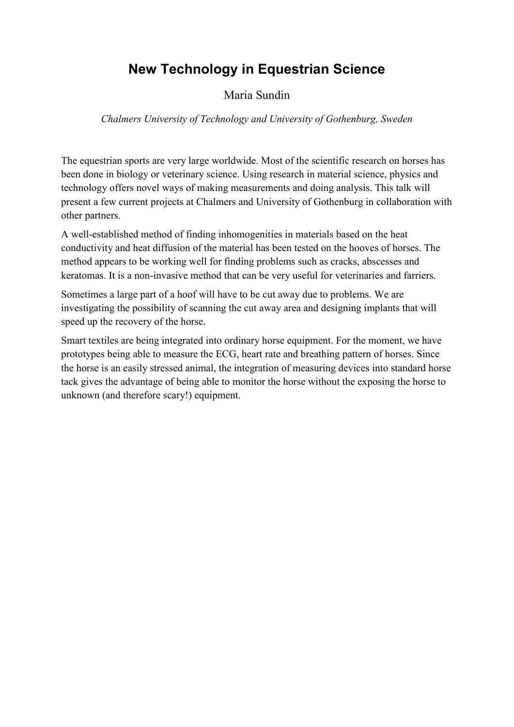# New Technology in Equestrian Science

Maria Sundin

*Chalmers University of Technology and University of Gothenburg, Sweden*

The equestrian sports are very large worldwide. Most of the scientific research on horses has been done in biology or veterinary science. Using research in material science, physics and technology offers novel ways of making measurements and doing analysis. This talk will present a few current projects at Chalmers and University of Gothenburg in collaboration with other partners.

A well-established method of finding inhomogenities in materials based on the heat conductivity and heat diffusion of the material has been tested on the hooves of horses. The method appears to be working well for finding problems such as cracks, abscesses and keratomas. It is a non-invasive method that can be very useful for veterinaries and farriers.

Sometimes a large part of a hoof will have to be cut away due to problems. We are investigating the possibility of scanning the cut away area and designing implants that will speed up the recovery of the horse.

Smart textiles are being integrated into ordinary horse equipment. For the moment, we have prototypes being able to measure the ECG, heart rate and breathing pattern of horses. Since the horse is an easily stressed animal, the integration of measuring devices into standard horse tack gives the advantage of being able to monitor the horse without the exposing the horse to unknown (and therefore scary!) equipment.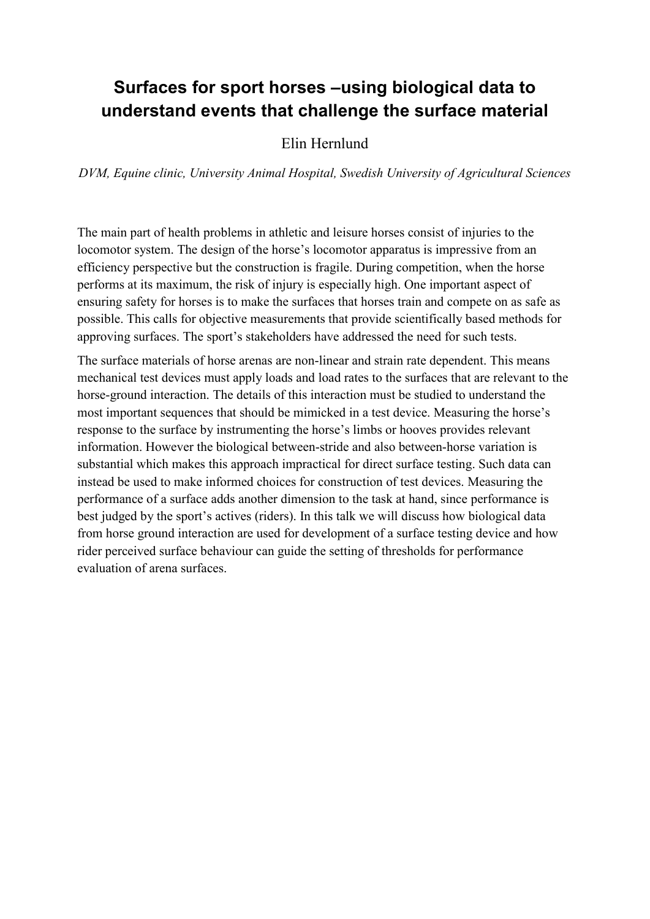# Surfaces for sport horses –using biological data to understand events that challenge the surface material

Elin Hernlund

*DVM, Equine clinic, University Animal Hospital, Swedish University of Agricultural Sciences*

The main part of health problems in athletic and leisure horses consist of injuries to the locomotor system. The design of the horse's locomotor apparatus is impressive from an efficiency perspective but the construction is fragile. During competition, when the horse performs at its maximum, the risk of injury is especially high. One important aspect of ensuring safety for horses is to make the surfaces that horses train and compete on as safe as possible. This calls for objective measurements that provide scientifically based methods for approving surfaces. The sport's stakeholders have addressed the need for such tests.

The surface materials of horse arenas are non-linear and strain rate dependent. This means mechanical test devices must apply loads and load rates to the surfaces that are relevant to the horse-ground interaction. The details of this interaction must be studied to understand the most important sequences that should be mimicked in a test device. Measuring the horse's response to the surface by instrumenting the horse's limbs or hooves provides relevant information. However the biological between-stride and also between-horse variation is substantial which makes this approach impractical for direct surface testing. Such data can instead be used to make informed choices for construction of test devices. Measuring the performance of a surface adds another dimension to the task at hand, since performance is best judged by the sport's actives (riders). In this talk we will discuss how biological data from horse ground interaction are used for development of a surface testing device and how rider perceived surface behaviour can guide the setting of thresholds for performance evaluation of arena surfaces.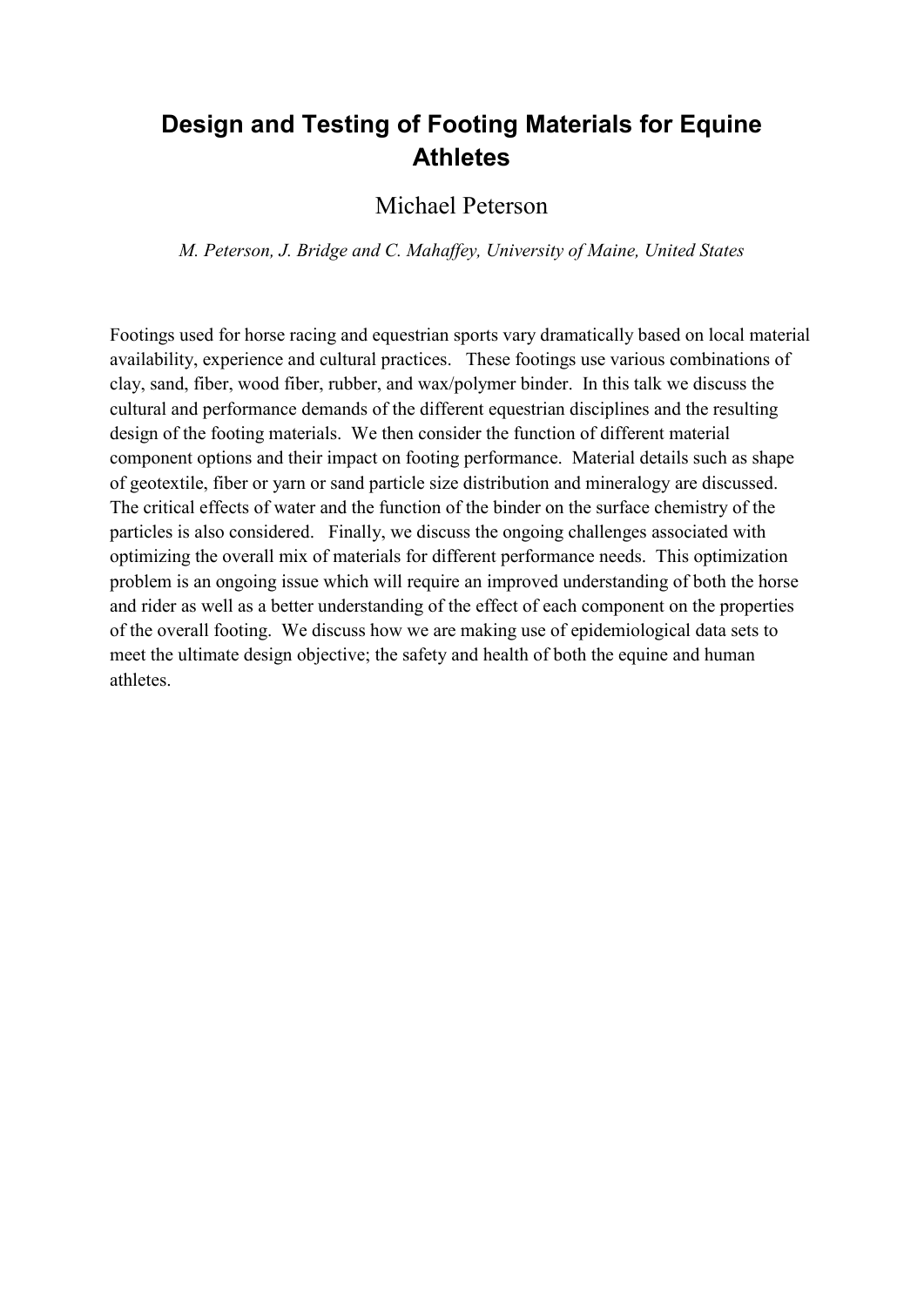# Design and Testing of Footing Materials for Equine Athletes

Michael Peterson

*M. Peterson, J. Bridge and C. Mahaffey, University of Maine, United States*

Footings used for horse racing and equestrian sports vary dramatically based on local material availability, experience and cultural practices. These footings use various combinations of clay, sand, fiber, wood fiber, rubber, and wax/polymer binder. In this talk we discuss the cultural and performance demands of the different equestrian disciplines and the resulting design of the footing materials. We then consider the function of different material component options and their impact on footing performance. Material details such as shape of geotextile, fiber or yarn or sand particle size distribution and mineralogy are discussed. The critical effects of water and the function of the binder on the surface chemistry of the particles is also considered. Finally, we discuss the ongoing challenges associated with optimizing the overall mix of materials for different performance needs. This optimization problem is an ongoing issue which will require an improved understanding of both the horse and rider as well as a better understanding of the effect of each component on the properties of the overall footing. We discuss how we are making use of epidemiological data sets to meet the ultimate design objective; the safety and health of both the equine and human athletes.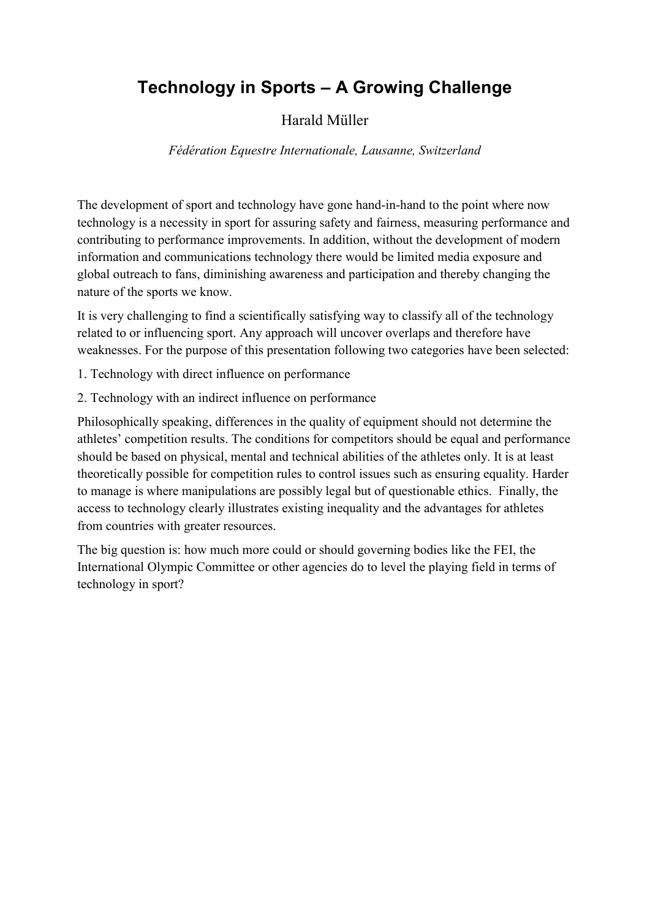# Technology in Sports – A Growing Challenge

Harald Müller

*Fédération Equestre Internationale, Lausanne, Switzerland*

The development of sport and technology have gone hand-in-hand to the point where now technology is a necessity in sport for assuring safety and fairness, measuring performance and contributing to performance improvements. In addition, without the development of modern information and communications technology there would be limited media exposure and global outreach to fans, diminishing awareness and participation and thereby changing the nature of the sports we know.

It is very challenging to find a scientifically satisfying way to classify all of the technology related to or influencing sport. Any approach will uncover overlaps and therefore have weaknesses. For the purpose of this presentation following two categories have been selected:

1. Technology with direct influence on performance
2. Technology with an indirect influence on performance

Philosophically speaking, differences in the quality of equipment should not determine the athletes' competition results. The conditions for competitors should be equal and performance should be based on physical, mental and technical abilities of the athletes only. It is at least theoretically possible for competition rules to control issues such as ensuring equality. Harder to manage is where manipulations are possibly legal but of questionable ethics. Finally, the access to technology clearly illustrates existing inequality and the advantages for athletes from countries with greater resources.

The big question is: how much more could or should governing bodies like the FEI, the International Olympic Committee or other agencies do to level the playing field in terms of technology in sport?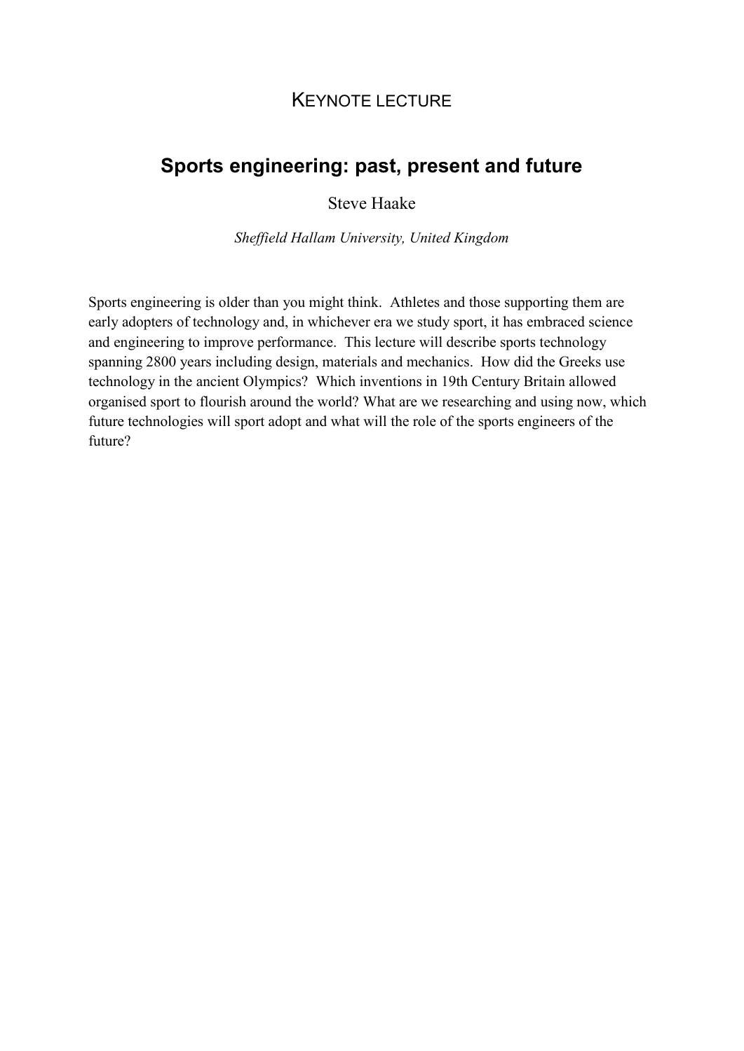KEYNOTE LECTURE

# Sports engineering: past, present and future

Steve Haake

*Sheffield Hallam University, United Kingdom*

Sports engineering is older than you might think. Athletes and those supporting them are early adopters of technology and, in whichever era we study sport, it has embraced science and engineering to improve performance. This lecture will describe sports technology spanning 2800 years including design, materials and mechanics. How did the Greeks use technology in the ancient Olympics? Which inventions in 19th Century Britain allowed organised sport to flourish around the world? What are we researching and using now, which future technologies will sport adopt and what will the role of the sports engineers of the future?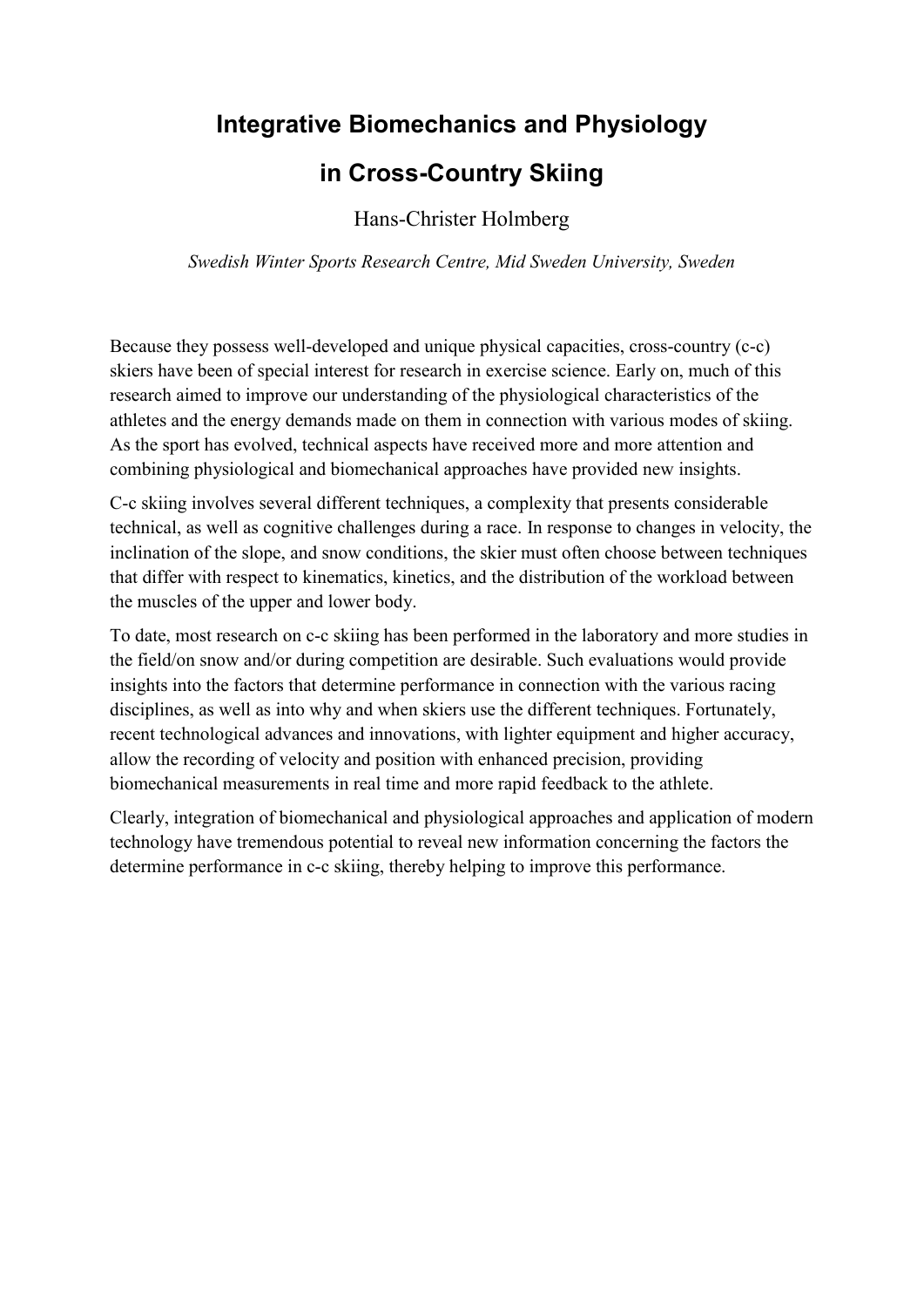# Integrative Biomechanics and Physiology in Cross-Country Skiing

Hans-Christer Holmberg

*Swedish Winter Sports Research Centre, Mid Sweden University, Sweden*

Because they possess well-developed and unique physical capacities, cross-country (c-c) skiers have been of special interest for research in exercise science. Early on, much of this research aimed to improve our understanding of the physiological characteristics of the athletes and the energy demands made on them in connection with various modes of skiing. As the sport has evolved, technical aspects have received more and more attention and combining physiological and biomechanical approaches have provided new insights.

C-c skiing involves several different techniques, a complexity that presents considerable technical, as well as cognitive challenges during a race. In response to changes in velocity, the inclination of the slope, and snow conditions, the skier must often choose between techniques that differ with respect to kinematics, kinetics, and the distribution of the workload between the muscles of the upper and lower body.

To date, most research on c-c skiing has been performed in the laboratory and more studies in the field/on snow and/or during competition are desirable. Such evaluations would provide insights into the factors that determine performance in connection with the various racing disciplines, as well as into why and when skiers use the different techniques. Fortunately, recent technological advances and innovations, with lighter equipment and higher accuracy, allow the recording of velocity and position with enhanced precision, providing biomechanical measurements in real time and more rapid feedback to the athlete.

Clearly, integration of biomechanical and physiological approaches and application of modern technology have tremendous potential to reveal new information concerning the factors the determine performance in c-c skiing, thereby helping to improve this performance.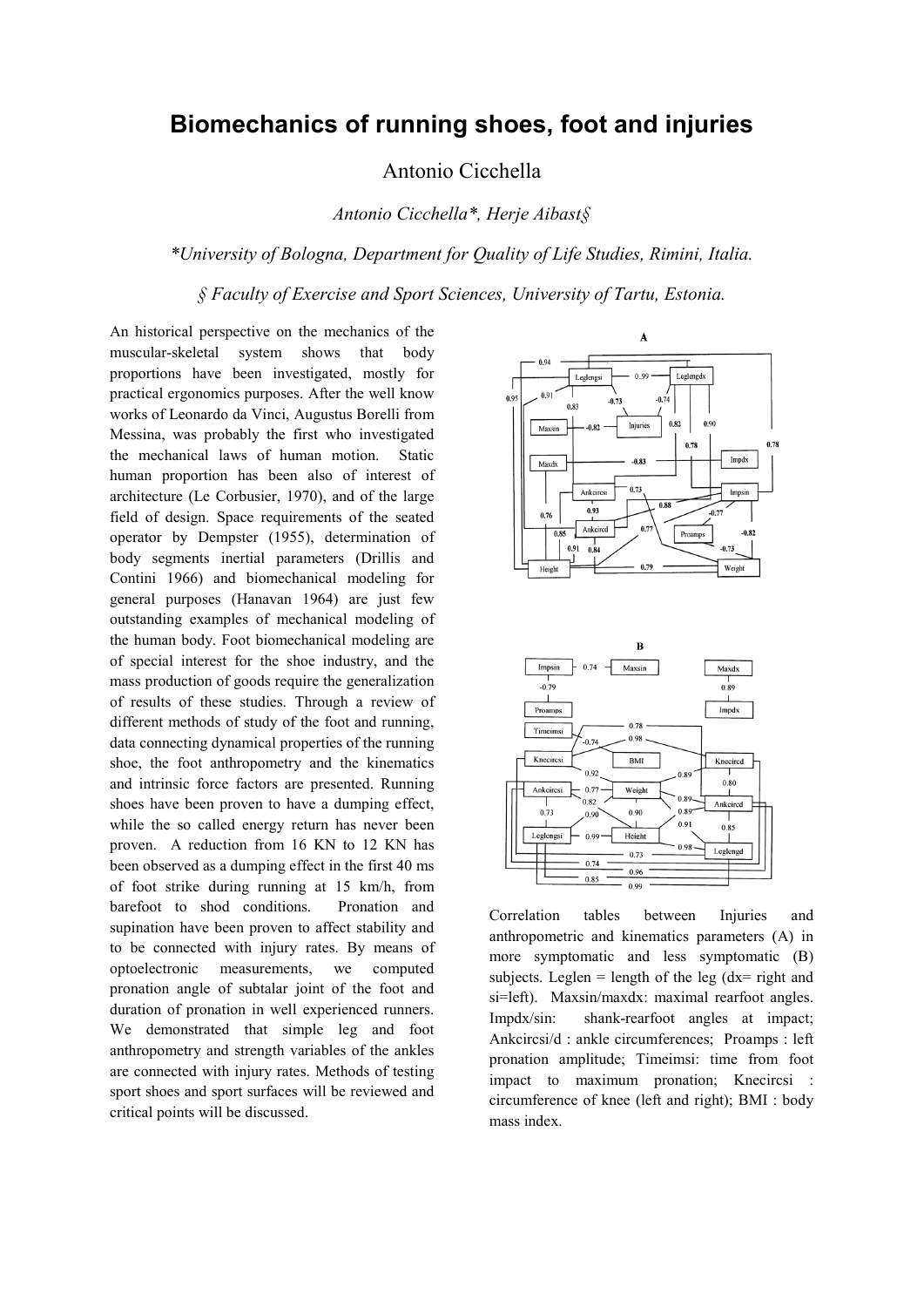# Biomechanics of running shoes, foot and injuries

Antonio Cicchella

*Antonio Cicchella\*, Herje Aibast§*

*\*University of Bologna, Department for Quality of Life Studies, Rimini, Italia.*

*§ Faculty of Exercise and Sport Sciences, University of Tartu, Estonia.*

An historical perspective on the mechanics of the muscular-skeletal system shows that body proportions have been investigated, mostly for practical ergonomics purposes. After the well know works of Leonardo da Vinci, Augustus Borelli from Messina, was probably the first who investigated the mechanical laws of human motion. Static human proportion has been also of interest of architecture (Le Corbusier, 1970), and of the large field of design. Space requirements of the seated operator by Dempster (1955), determination of body segments inertial parameters (Drillis and Contini 1966) and biomechanical modeling for general purposes (Hanavan 1964) are just few outstanding examples of mechanical modeling of the human body. Foot biomechanical modeling are of special interest for the shoe industry, and the mass production of goods require the generalization of results of these studies. Through a review of different methods of study of the foot and running, data connecting dynamical properties of the running shoe, the foot anthropometry and the kinematics and intrinsic force factors are presented. Running shoes have been proven to have a dumping effect, while the so called energy return has never been proven. A reduction from 16 KN to 12 KN has been observed as a dumping effect in the first 40 ms of foot strike during running at 15 km/h, from barefoot to shod conditions. Pronation and supination have been proven to affect stability and to be connected with injury rates. By means of optoelectronic measurements, we computed pronation angle of subtalar joint of the foot and duration of pronation in well experienced runners. We demonstrated that simple leg and foot anthropometry and strength variables of the ankles are connected with injury rates. Methods of testing sport shoes and sport surfaces will be reviewed and critical points will be discussed.

Correlation tables between Injuries and anthropometric and kinematics parameters (A) in more symptomatic and less symptomatic (B) subjects. Leglen = length of the leg (dx= right and si=left). Maxsin/maxdx: maximal rearfoot angles. Impdx/sin: shank-rearfoot angles at impact; Ankcircsi/d : ankle circumferences; Proamps : left pronation amplitude; Timeimsi: time from foot impact to maximum pronation; Knecircsi : circumference of knee (left and right); BMI : body mass index.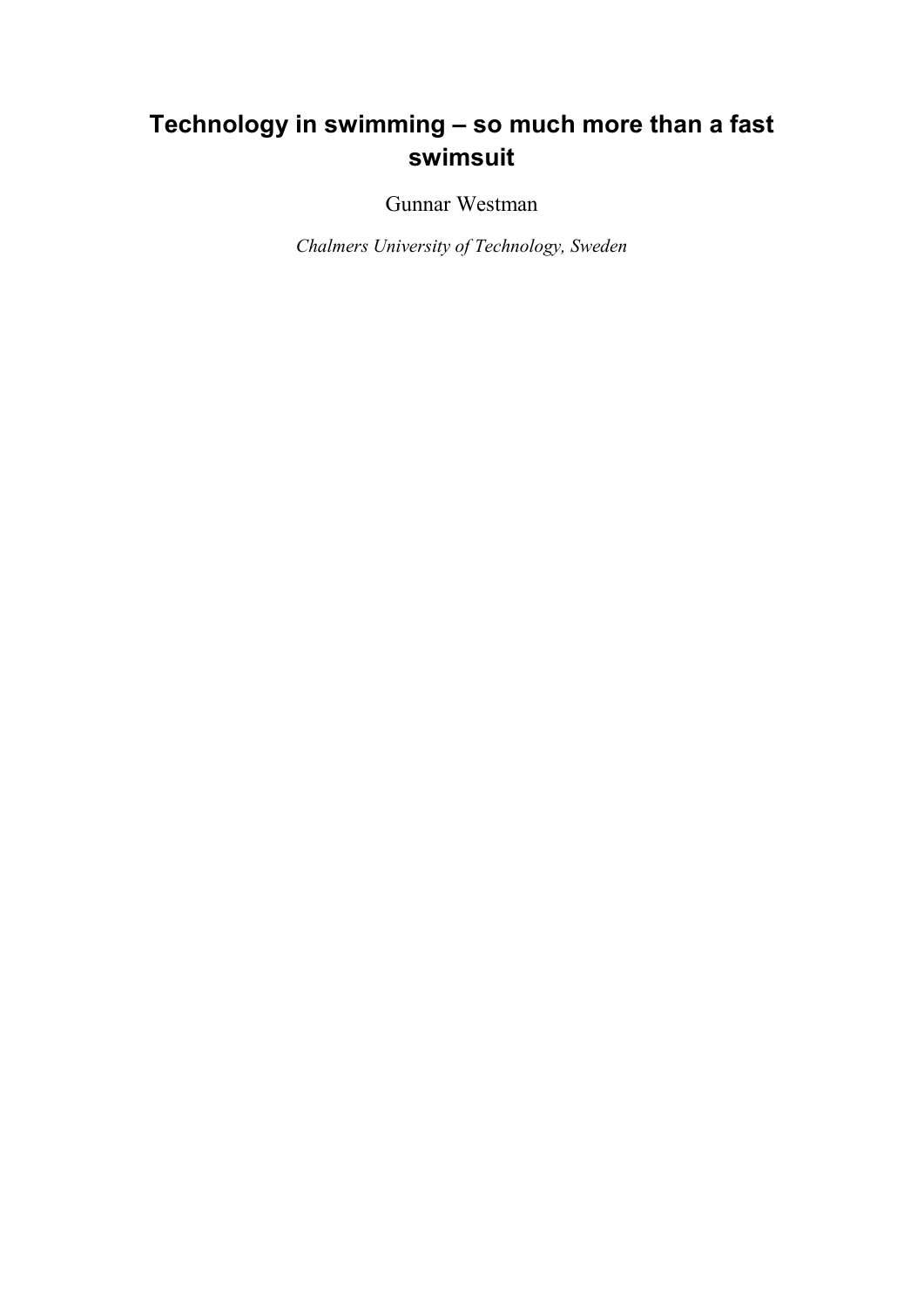# Technology in swimming – so much more than a fast swimsuit

Gunnar Westman

*Chalmers University of Technology, Sweden*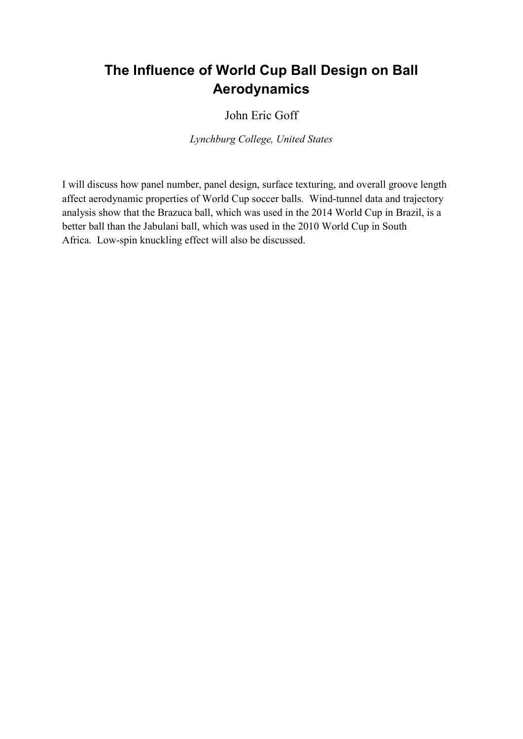# The Influence of World Cup Ball Design on Ball Aerodynamics

John Eric Goff

*Lynchburg College, United States*

I will discuss how panel number, panel design, surface texturing, and overall groove length affect aerodynamic properties of World Cup soccer balls. Wind-tunnel data and trajectory analysis show that the Brazuca ball, which was used in the 2014 World Cup in Brazil, is a better ball than the Jabulani ball, which was used in the 2010 World Cup in South Africa. Low-spin knuckling effect will also be discussed.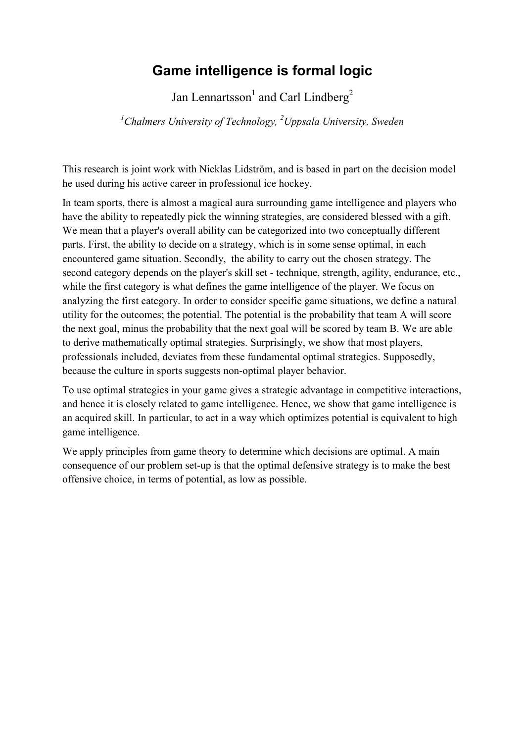# Game intelligence is formal logic

Jan Lennartsson[1] and Carl Lindberg[2]

*[1]Chalmers University of Technology, [2]Uppsala University, Sweden*

This research is joint work with Nicklas Lidström, and is based in part on the decision model he used during his active career in professional ice hockey.

In team sports, there is almost a magical aura surrounding game intelligence and players who have the ability to repeatedly pick the winning strategies, are considered blessed with a gift. We mean that a player's overall ability can be categorized into two conceptually different parts. First, the ability to decide on a strategy, which is in some sense optimal, in each encountered game situation. Secondly, the ability to carry out the chosen strategy. The second category depends on the player's skill set - technique, strength, agility, endurance, etc., while the first category is what defines the game intelligence of the player. We focus on analyzing the first category. In order to consider specific game situations, we define a natural utility for the outcomes; the potential. The potential is the probability that team A will score the next goal, minus the probability that the next goal will be scored by team B. We are able to derive mathematically optimal strategies. Surprisingly, we show that most players, professionals included, deviates from these fundamental optimal strategies. Supposedly, because the culture in sports suggests non-optimal player behavior.

To use optimal strategies in your game gives a strategic advantage in competitive interactions, and hence it is closely related to game intelligence. Hence, we show that game intelligence is an acquired skill. In particular, to act in a way which optimizes potential is equivalent to high game intelligence.

We apply principles from game theory to determine which decisions are optimal. A main consequence of our problem set-up is that the optimal defensive strategy is to make the best offensive choice, in terms of potential, as low as possible.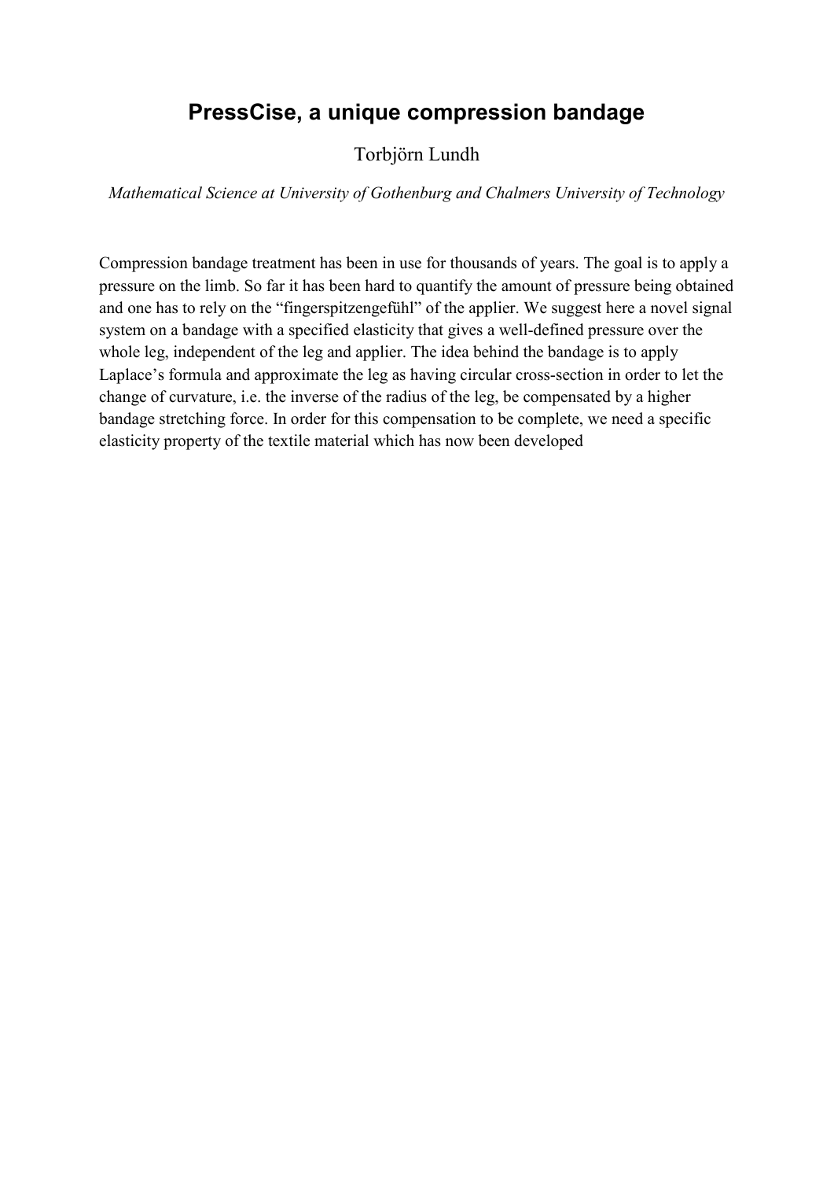# PressCise, a unique compression bandage

Torbjörn Lundh

*Mathematical Science at University of Gothenburg and Chalmers University of Technology*

Compression bandage treatment has been in use for thousands of years. The goal is to apply a pressure on the limb. So far it has been hard to quantify the amount of pressure being obtained and one has to rely on the "fingerspitzengefühl" of the applier. We suggest here a novel signal system on a bandage with a specified elasticity that gives a well-defined pressure over the whole leg, independent of the leg and applier. The idea behind the bandage is to apply Laplace's formula and approximate the leg as having circular cross-section in order to let the change of curvature, i.e. the inverse of the radius of the leg, be compensated by a higher bandage stretching force. In order for this compensation to be complete, we need a specific elasticity property of the textile material which has now been developed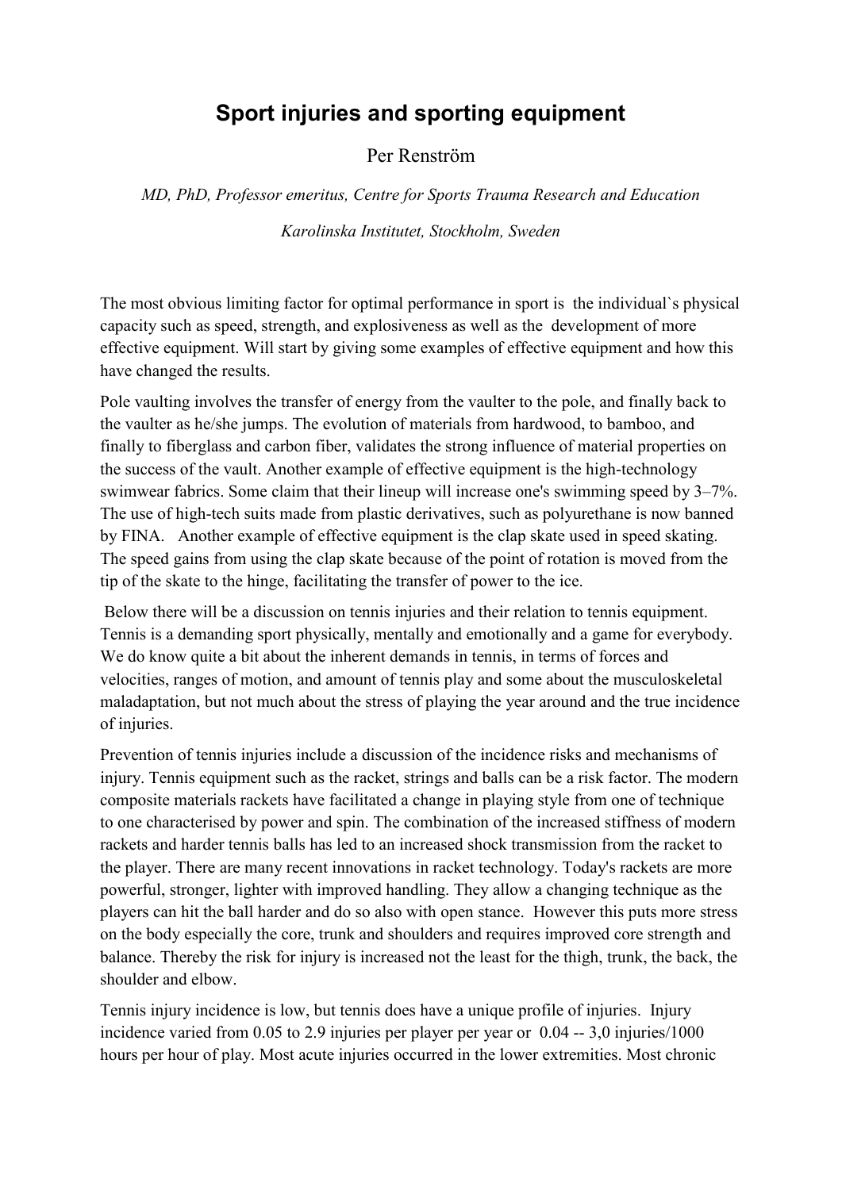# Sport injuries and sporting equipment

Per Renström

*MD, PhD, Professor emeritus, Centre for Sports Trauma Research and Education*

*Karolinska Institutet, Stockholm, Sweden*

The most obvious limiting factor for optimal performance in sport is the individual`s physical capacity such as speed, strength, and explosiveness as well as the development of more effective equipment. Will start by giving some examples of effective equipment and how this have changed the results.

Pole vaulting involves the transfer of energy from the vaulter to the pole, and finally back to the vaulter as he/she jumps. The evolution of materials from hardwood, to bamboo, and finally to fiberglass and carbon fiber, validates the strong influence of material properties on the success of the vault. Another example of effective equipment is the high-technology swimwear fabrics. Some claim that their lineup will increase one's swimming speed by 3–7%. The use of high-tech suits made from plastic derivatives, such as polyurethane is now banned by FINA. Another example of effective equipment is the clap skate used in speed skating. The speed gains from using the clap skate because of the point of rotation is moved from the tip of the skate to the hinge, facilitating the transfer of power to the ice.

Below there will be a discussion on tennis injuries and their relation to tennis equipment. Tennis is a demanding sport physically, mentally and emotionally and a game for everybody. We do know quite a bit about the inherent demands in tennis, in terms of forces and velocities, ranges of motion, and amount of tennis play and some about the musculoskeletal maladaptation, but not much about the stress of playing the year around and the true incidence of injuries.

Prevention of tennis injuries include a discussion of the incidence risks and mechanisms of injury. Tennis equipment such as the racket, strings and balls can be a risk factor. The modern composite materials rackets have facilitated a change in playing style from one of technique to one characterised by power and spin. The combination of the increased stiffness of modern rackets and harder tennis balls has led to an increased shock transmission from the racket to the player. There are many recent innovations in racket technology. Today's rackets are more powerful, stronger, lighter with improved handling. They allow a changing technique as the players can hit the ball harder and do so also with open stance. However this puts more stress on the body especially the core, trunk and shoulders and requires improved core strength and balance. Thereby the risk for injury is increased not the least for the thigh, trunk, the back, the shoulder and elbow.

Tennis injury incidence is low, but tennis does have a unique profile of injuries. Injury incidence varied from 0.05 to 2.9 injuries per player per year or 0.04 -- 3,0 injuries/1000 hours per hour of play. Most acute injuries occurred in the lower extremities. Most chronic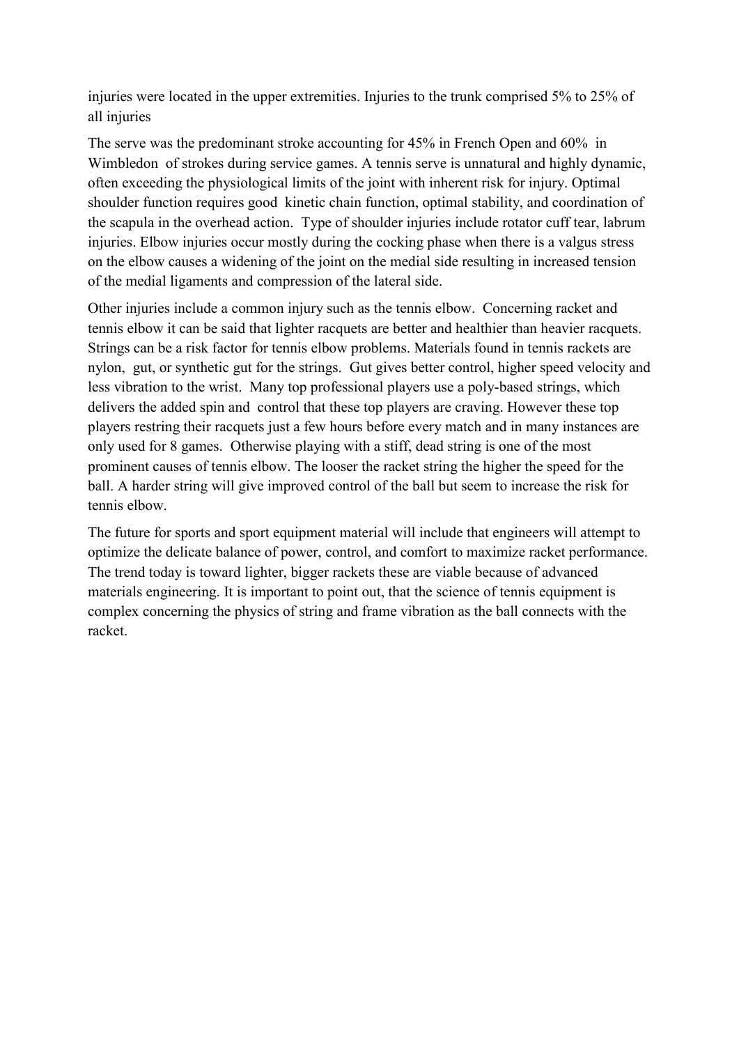injuries were located in the upper extremities. Injuries to the trunk comprised 5% to 25% of all injuries

The serve was the predominant stroke accounting for 45% in French Open and 60% in Wimbledon of strokes during service games. A tennis serve is unnatural and highly dynamic, often exceeding the physiological limits of the joint with inherent risk for injury. Optimal shoulder function requires good kinetic chain function, optimal stability, and coordination of the scapula in the overhead action. Type of shoulder injuries include rotator cuff tear, labrum injuries. Elbow injuries occur mostly during the cocking phase when there is a valgus stress on the elbow causes a widening of the joint on the medial side resulting in increased tension of the medial ligaments and compression of the lateral side.

Other injuries include a common injury such as the tennis elbow. Concerning racket and tennis elbow it can be said that lighter racquets are better and healthier than heavier racquets. Strings can be a risk factor for tennis elbow problems. Materials found in tennis rackets are nylon, gut, or synthetic gut for the strings. Gut gives better control, higher speed velocity and less vibration to the wrist. Many top professional players use a poly-based strings, which delivers the added spin and control that these top players are craving. However these top players restring their racquets just a few hours before every match and in many instances are only used for 8 games. Otherwise playing with a stiff, dead string is one of the most prominent causes of tennis elbow. The looser the racket string the higher the speed for the ball. A harder string will give improved control of the ball but seem to increase the risk for tennis elbow.

The future for sports and sport equipment material will include that engineers will attempt to optimize the delicate balance of power, control, and comfort to maximize racket performance. The trend today is toward lighter, bigger rackets these are viable because of advanced materials engineering. It is important to point out, that the science of tennis equipment is complex concerning the physics of string and frame vibration as the ball connects with the racket.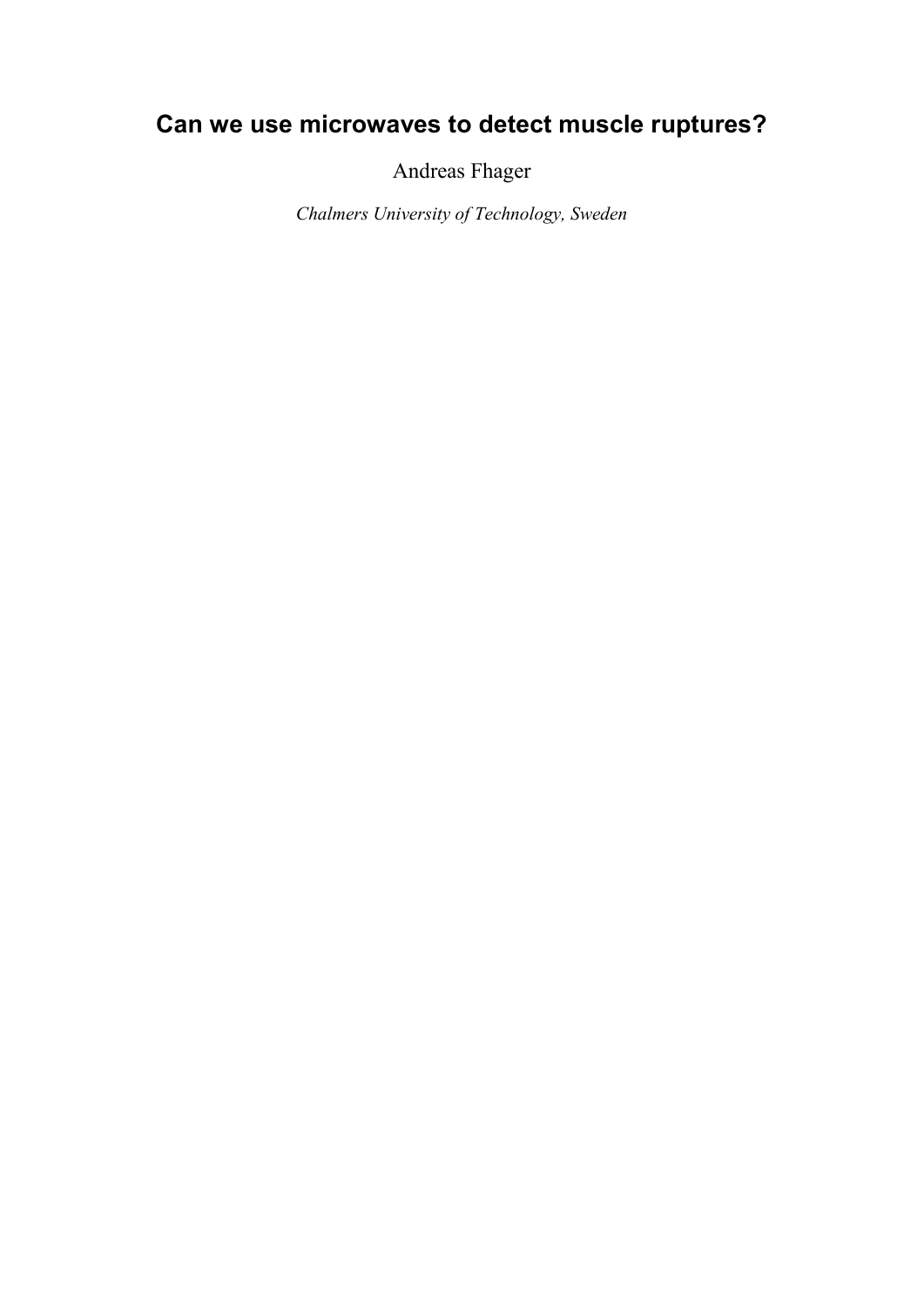# Can we use microwaves to detect muscle ruptures?

Andreas Fhager

*Chalmers University of Technology, Sweden*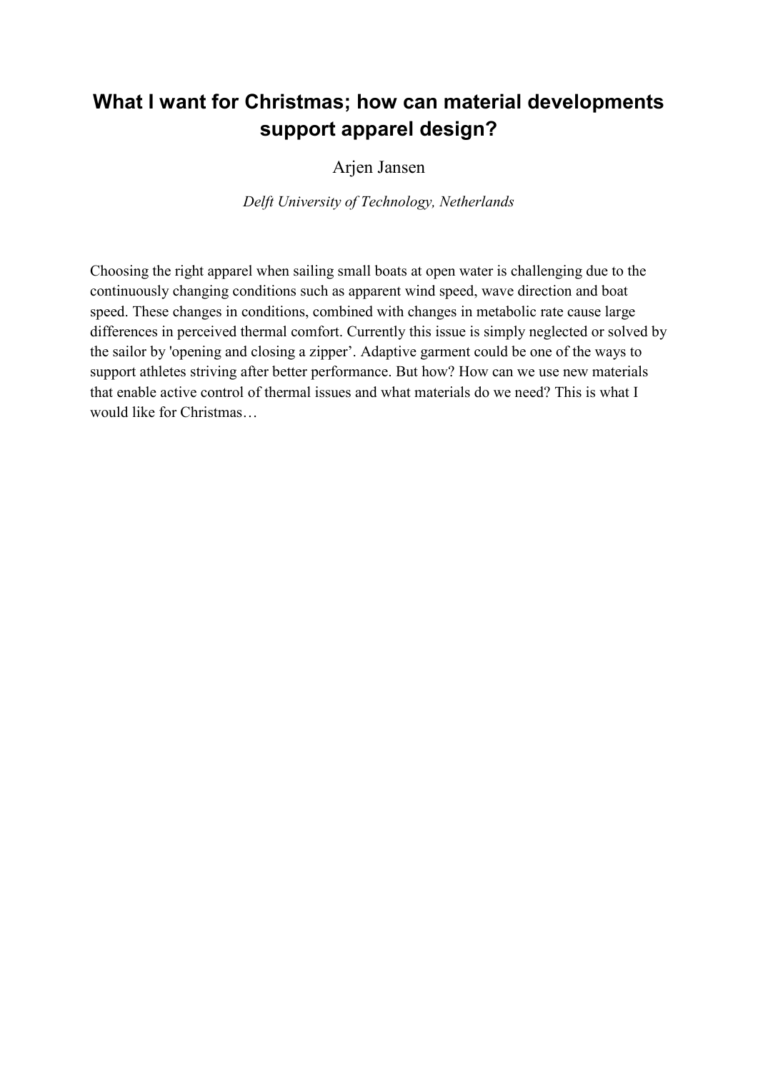# What I want for Christmas; how can material developments support apparel design?

Arjen Jansen

*Delft University of Technology, Netherlands*

Choosing the right apparel when sailing small boats at open water is challenging due to the continuously changing conditions such as apparent wind speed, wave direction and boat speed. These changes in conditions, combined with changes in metabolic rate cause large differences in perceived thermal comfort. Currently this issue is simply neglected or solved by the sailor by 'opening and closing a zipper'. Adaptive garment could be one of the ways to support athletes striving after better performance. But how? How can we use new materials that enable active control of thermal issues and what materials do we need? This is what I would like for Christmas…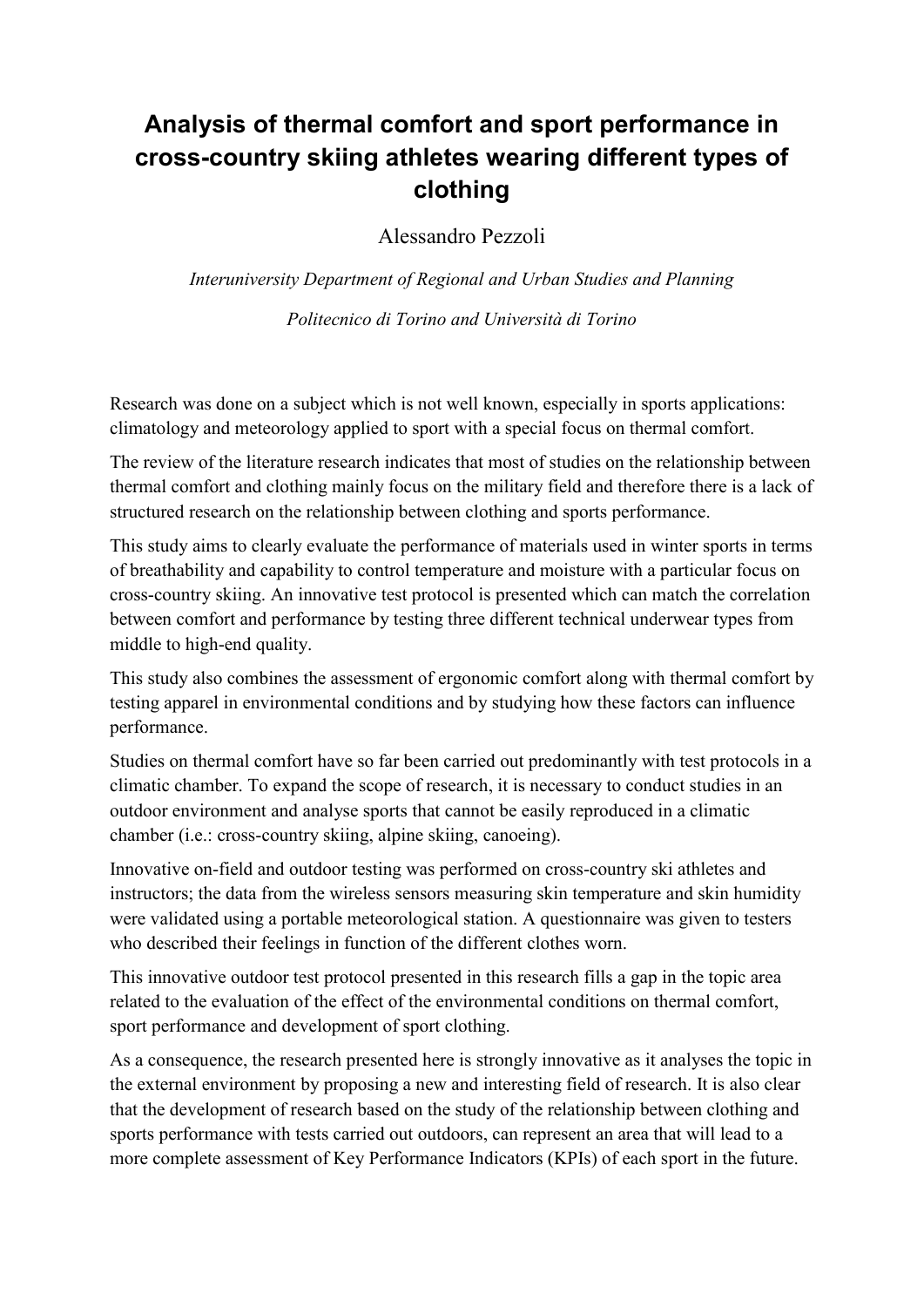# Analysis of thermal comfort and sport performance in cross-country skiing athletes wearing different types of clothing

Alessandro Pezzoli

*Interuniversity Department of Regional and Urban Studies and Planning*

*Politecnico di Torino and Università di Torino*

Research was done on a subject which is not well known, especially in sports applications: climatology and meteorology applied to sport with a special focus on thermal comfort.

The review of the literature research indicates that most of studies on the relationship between thermal comfort and clothing mainly focus on the military field and therefore there is a lack of structured research on the relationship between clothing and sports performance.

This study aims to clearly evaluate the performance of materials used in winter sports in terms of breathability and capability to control temperature and moisture with a particular focus on cross-country skiing. An innovative test protocol is presented which can match the correlation between comfort and performance by testing three different technical underwear types from middle to high-end quality.

This study also combines the assessment of ergonomic comfort along with thermal comfort by testing apparel in environmental conditions and by studying how these factors can influence performance.

Studies on thermal comfort have so far been carried out predominantly with test protocols in a climatic chamber. To expand the scope of research, it is necessary to conduct studies in an outdoor environment and analyse sports that cannot be easily reproduced in a climatic chamber (i.e.: cross-country skiing, alpine skiing, canoeing).

Innovative on-field and outdoor testing was performed on cross-country ski athletes and instructors; the data from the wireless sensors measuring skin temperature and skin humidity were validated using a portable meteorological station. A questionnaire was given to testers who described their feelings in function of the different clothes worn.

This innovative outdoor test protocol presented in this research fills a gap in the topic area related to the evaluation of the effect of the environmental conditions on thermal comfort, sport performance and development of sport clothing.

As a consequence, the research presented here is strongly innovative as it analyses the topic in the external environment by proposing a new and interesting field of research. It is also clear that the development of research based on the study of the relationship between clothing and sports performance with tests carried out outdoors, can represent an area that will lead to a more complete assessment of Key Performance Indicators (KPIs) of each sport in the future.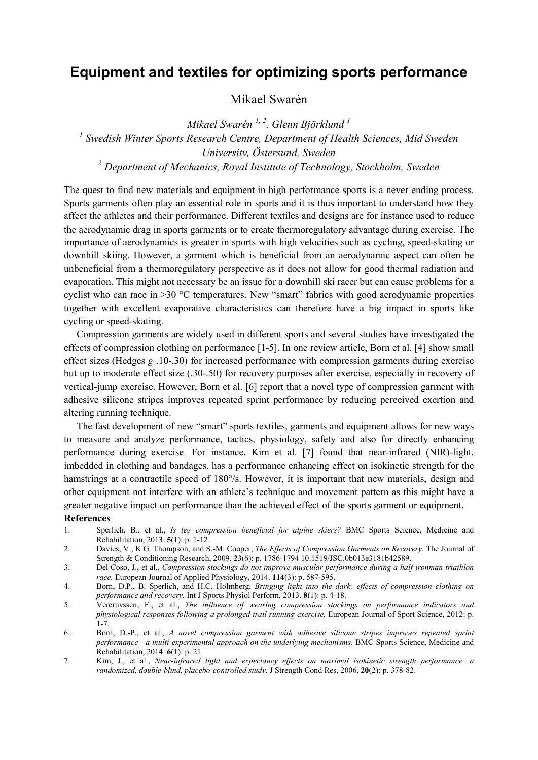# Equipment and textiles for optimizing sports performance

Mikael Swarén

*Mikael Swarén [1, 2], Glenn Björklund [1]*

*[1] Swedish Winter Sports Research Centre, Department of Health Sciences, Mid Sweden University, Östersund, Sweden*

*[2] Department of Mechanics, Royal Institute of Technology, Stockholm, Sweden*

The quest to find new materials and equipment in high performance sports is a never ending process. Sports garments often play an essential role in sports and it is thus important to understand how they affect the athletes and their performance. Different textiles and designs are for instance used to reduce the aerodynamic drag in sports garments or to create thermoregulatory advantage during exercise. The importance of aerodynamics is greater in sports with high velocities such as cycling, speed-skating or downhill skiing. However, a garment which is beneficial from an aerodynamic aspect can often be unbeneficial from a thermoregulatory perspective as it does not allow for good thermal radiation and evaporation. This might not necessary be an issue for a downhill ski racer but can cause problems for a cyclist who can race in >30 °C temperatures. New "smart" fabrics with good aerodynamic properties together with excellent evaporative characteristics can therefore have a big impact in sports like cycling or speed-skating.

Compression garments are widely used in different sports and several studies have investigated the effects of compression clothing on performance [1-5]. In one review article, Born et al. [4] show small effect sizes (Hedges *g* .10-.30) for increased performance with compression garments during exercise but up to moderate effect size (.30-.50) for recovery purposes after exercise, especially in recovery of vertical-jump exercise. However, Born et al. [6] report that a novel type of compression garment with adhesive silicone stripes improves repeated sprint performance by reducing perceived exertion and altering running technique.

The fast development of new "smart" sports textiles, garments and equipment allows for new ways to measure and analyze performance, tactics, physiology, safety and also for directly enhancing performance during exercise. For instance, Kim et al. [7] found that near-infrared (NIR)-light, imbedded in clothing and bandages, has a performance enhancing effect on isokinetic strength for the hamstrings at a contractile speed of 180°/s. However, it is important that new materials, design and other equipment not interfere with an athlete's technique and movement pattern as this might have a greater negative impact on performance than the achieved effect of the sports garment or equipment.

**References**

1. Sperlich, B., et al., *Is leg compression beneficial for alpine skiers?* BMC Sports Science, Medicine and Rehabilitation, 2013. **5**(1): p. 1-12.
2. Davies, V., K.G. Thompson, and S.-M. Cooper, *The Effects of Compression Garments on Recovery.* The Journal of Strength & Conditioning Research, 2009. **23**(6): p. 1786-1794 10.1519/JSC.0b013e3181b42589.
3. Del Coso, J., et al., *Compression stockings do not improve muscular performance during a half-ironman triathlon race.* European Journal of Applied Physiology, 2014. **114**(3): p. 587-595.
4. Born, D.P., B. Sperlich, and H.C. Holmberg, *Bringing light into the dark: effects of compression clothing on performance and recovery.* Int J Sports Physiol Perform, 2013. **8**(1): p. 4-18.
5. Vercruyssen, F., et al., *The influence of wearing compression stockings on performance indicators and physiological responses following a prolonged trail running exercise.* European Journal of Sport Science, 2012: p. 1-7.
6. Born, D.-P., et al., *A novel compression garment with adhesive silicone stripes improves repeated sprint performance - a multi-experimental approach on the underlying mechanisms.* BMC Sports Science, Medicine and Rehabilitation, 2014. **6**(1): p. 21.
7. Kim, J., et al., *Near-infrared light and expectancy effects on maximal isokinetic strength performance: a randomized, double-blind, placebo-controlled study.* J Strength Cond Res, 2006. **20**(2): p. 378-82.